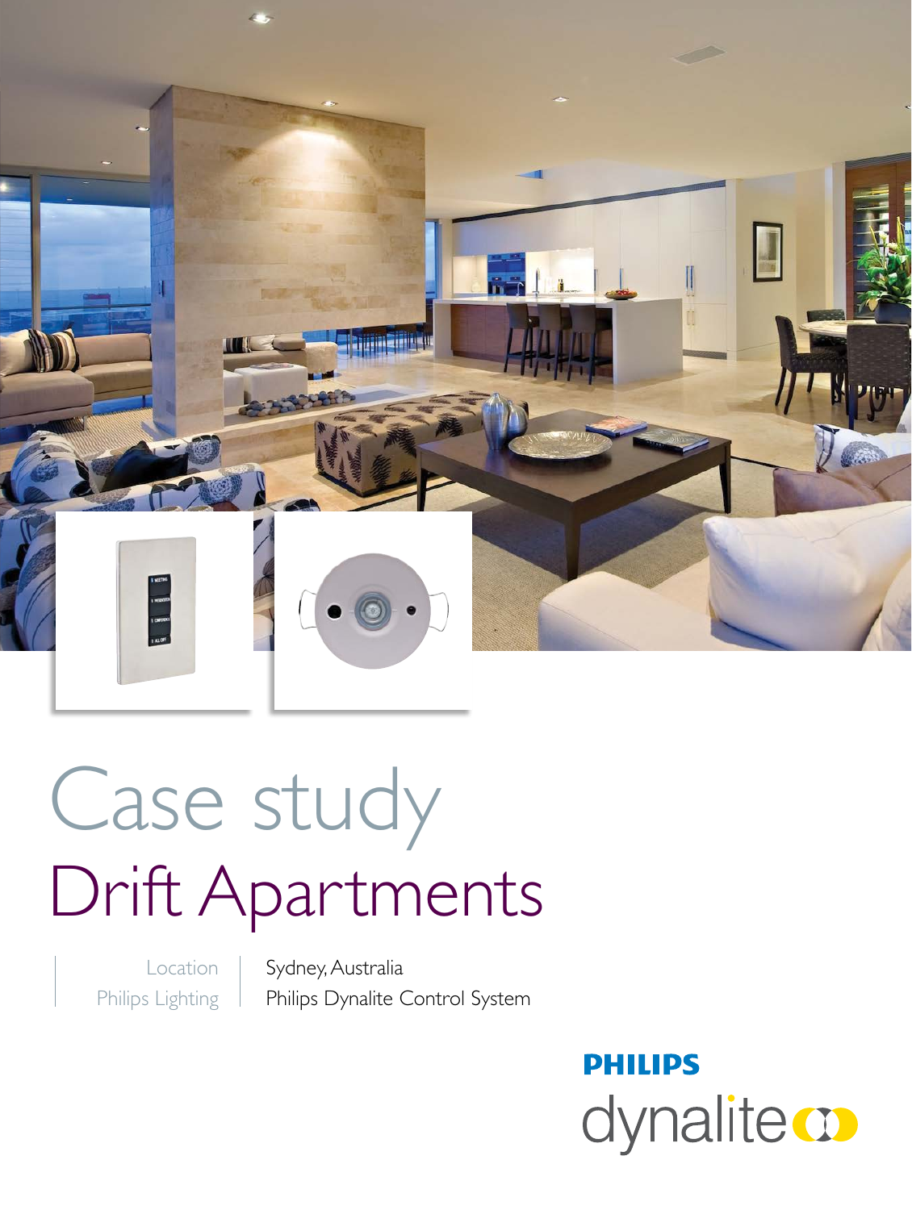# Case study

## Drift Apartments

| Location | Sydney, Australia |
| --- | --- |
| Philips Lighting | Philips Dynalite Control System |

PHILIPS

dynalite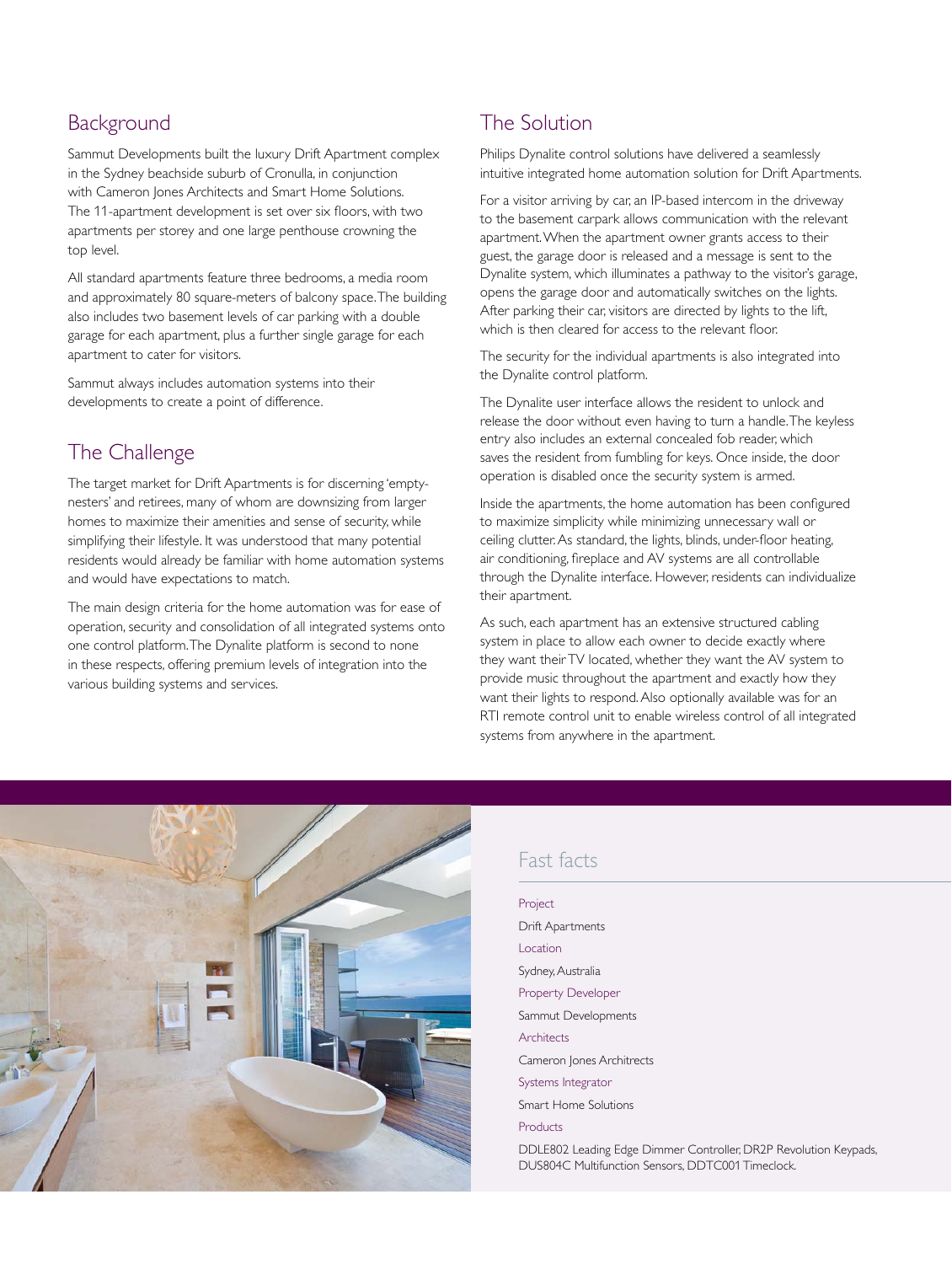## Background

Sammut Developments built the luxury Drift Apartment complex in the Sydney beachside suburb of Cronulla, in conjunction with Cameron Jones Architects and Smart Home Solutions. The 11-apartment development is set over six floors, with two apartments per storey and one large penthouse crowning the top level.

All standard apartments feature three bedrooms, a media room and approximately 80 square-meters of balcony space. The building also includes two basement levels of car parking with a double garage for each apartment, plus a further single garage for each apartment to cater for visitors.

Sammut always includes automation systems into their developments to create a point of difference.

## The Challenge

The target market for Drift Apartments is for discerning 'empty-nesters' and retirees, many of whom are downsizing from larger homes to maximize their amenities and sense of security, while simplifying their lifestyle. It was understood that many potential residents would already be familiar with home automation systems and would have expectations to match.

The main design criteria for the home automation was for ease of operation, security and consolidation of all integrated systems onto one control platform. The Dynalite platform is second to none in these respects, offering premium levels of integration into the various building systems and services.

## The Solution

Philips Dynalite control solutions have delivered a seamlessly intuitive integrated home automation solution for Drift Apartments.

For a visitor arriving by car, an IP-based intercom in the driveway to the basement carpark allows communication with the relevant apartment. When the apartment owner grants access to their guest, the garage door is released and a message is sent to the Dynalite system, which illuminates a pathway to the visitor's garage, opens the garage door and automatically switches on the lights. After parking their car, visitors are directed by lights to the lift, which is then cleared for access to the relevant floor.

The security for the individual apartments is also integrated into the Dynalite control platform.

The Dynalite user interface allows the resident to unlock and release the door without even having to turn a handle. The keyless entry also includes an external concealed fob reader, which saves the resident from fumbling for keys. Once inside, the door operation is disabled once the security system is armed.

Inside the apartments, the home automation has been configured to maximize simplicity while minimizing unnecessary wall or ceiling clutter. As standard, the lights, blinds, under-floor heating, air conditioning, fireplace and AV systems are all controllable through the Dynalite interface. However, residents can individualize their apartment.

As such, each apartment has an extensive structured cabling system in place to allow each owner to decide exactly where they want their TV located, whether they want the AV system to provide music throughout the apartment and exactly how they want their lights to respond. Also optionally available was for an RTI remote control unit to enable wireless control of all integrated systems from anywhere in the apartment.

## Fast facts

**Project**
Drift Apartments

**Location**
Sydney, Australia

**Property Developer**
Sammut Developments

**Architects**
Cameron Jones Architrects

**Systems Integrator**
Smart Home Solutions

**Products**
DDLE802 Leading Edge Dimmer Controller, DR2P Revolution Keypads, DUS804C Multifunction Sensors, DDTC001 Timeclock.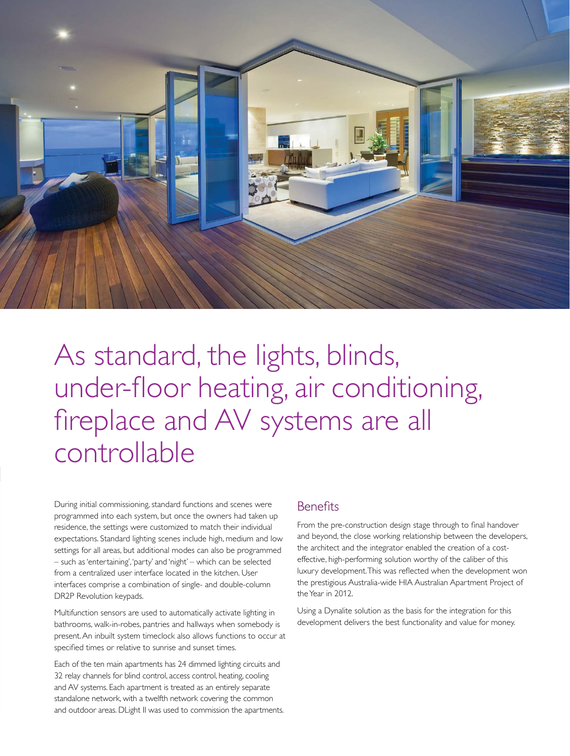# As standard, the lights, blinds, under-floor heating, air conditioning, fireplace and AV systems are all controllable

During initial commissioning, standard functions and scenes were programmed into each system, but once the owners had taken up residence, the settings were customized to match their individual expectations. Standard lighting scenes include high, medium and low settings for all areas, but additional modes can also be programmed – such as 'entertaining', 'party' and 'night' – which can be selected from a centralized user interface located in the kitchen. User interfaces comprise a combination of single- and double-column DR2P Revolution keypads.

Multifunction sensors are used to automatically activate lighting in bathrooms, walk-in-robes, pantries and hallways when somebody is present. An inbuilt system timeclock also allows functions to occur at specified times or relative to sunrise and sunset times.

Each of the ten main apartments has 24 dimmed lighting circuits and 32 relay channels for blind control, access control, heating, cooling and AV systems. Each apartment is treated as an entirely separate standalone network, with a twelfth network covering the common and outdoor areas. DLight II was used to commission the apartments.

## Benefits

From the pre-construction design stage through to final handover and beyond, the close working relationship between the developers, the architect and the integrator enabled the creation of a cost-effective, high-performing solution worthy of the caliber of this luxury development. This was reflected when the development won the prestigious Australia-wide HIA Australian Apartment Project of the Year in 2012.

Using a Dynalite solution as the basis for the integration for this development delivers the best functionality and value for money.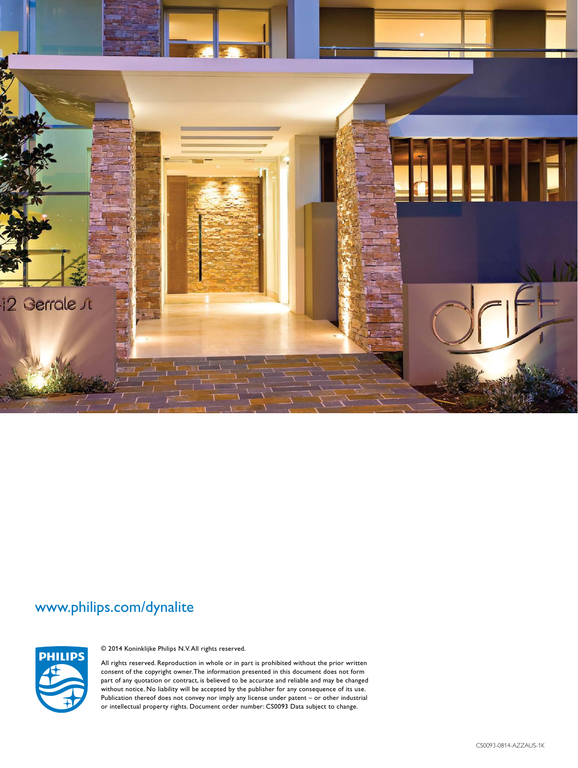www.philips.com/dynalite

© 2014 Koninklijke Philips N.V. All rights reserved.

All rights reserved. Reproduction in whole or in part is prohibited without the prior written consent of the copyright owner. The information presented in this document does not form part of any quotation or contract, is believed to be accurate and reliable and may be changed without notice. No liability will be accepted by the publisher for any consequence of its use. Publication thereof does not convey nor imply any license under patent – or other industrial or intellectual property rights. Document order number: CS0093 Data subject to change.

CS0093-0814-AZZAUS-1K